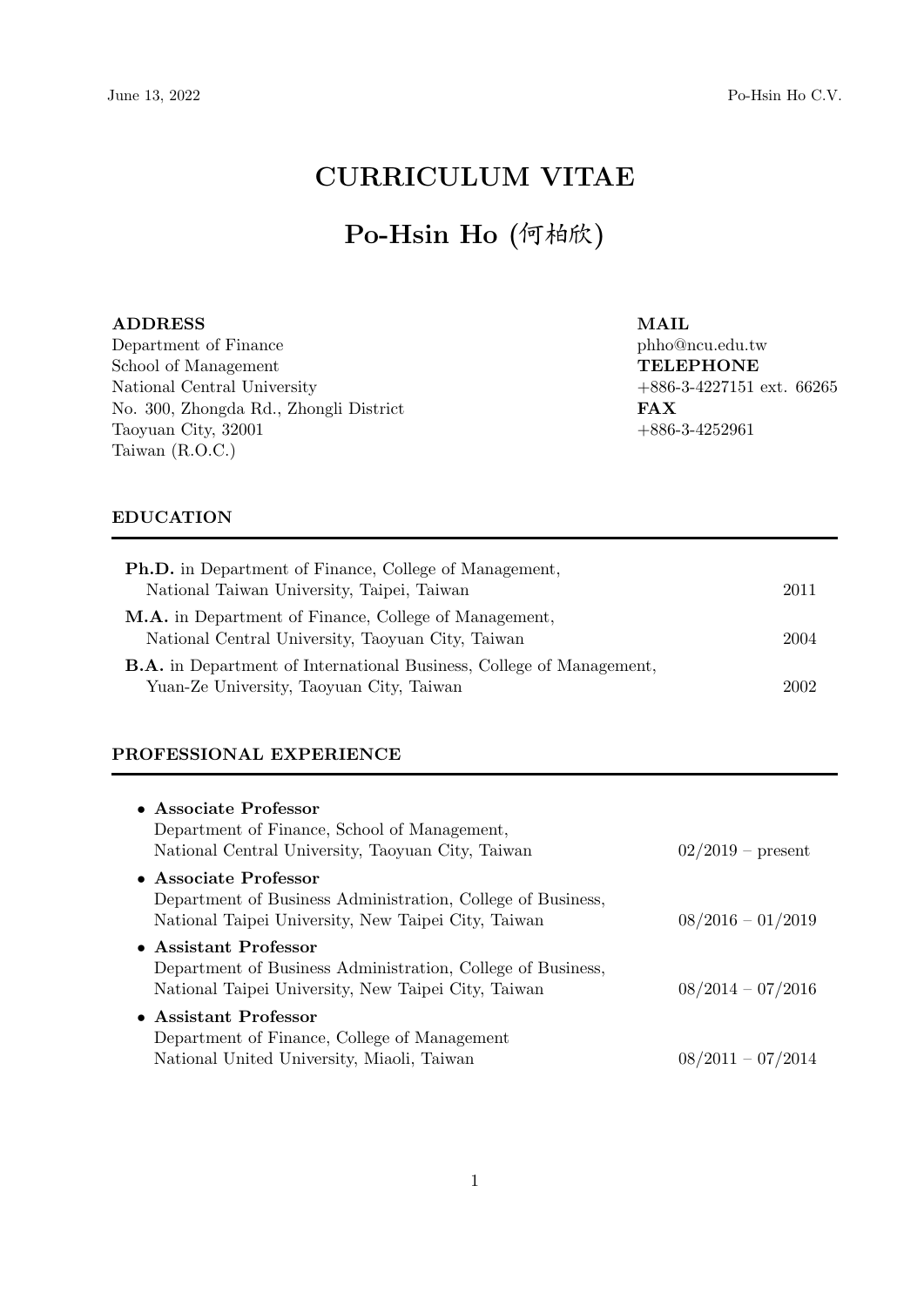# CURRICULUM VITAE

# Po-Hsin Ho (何柏欣)

**ADDRESS**
Department of Finance
School of Management
National Central University
No. 300, Zhongda Rd., Zhongli District
Taoyuan City, 32001
Taiwan (R.O.C.)

**MAIL**
phho@ncu.edu.tw
**TELEPHONE**
+886-3-4227151 ext. 66265
**FAX**
+886-3-4252961

## EDUCATION

**Ph.D.** in Department of Finance, College of Management,
National Taiwan University, Taipei, Taiwan — 2011

**M.A.** in Department of Finance, College of Management,
National Central University, Taoyuan City, Taiwan — 2004

**B.A.** in Department of International Business, College of Management,
Yuan-Ze University, Taoyuan City, Taiwan — 2002

## PROFESSIONAL EXPERIENCE

- **Associate Professor**
  Department of Finance, School of Management,
  National Central University, Taoyuan City, Taiwan — 02/2019 – present
- **Associate Professor**
  Department of Business Administration, College of Business,
  National Taipei University, New Taipei City, Taiwan — 08/2016 – 01/2019
- **Assistant Professor**
  Department of Business Administration, College of Business,
  National Taipei University, New Taipei City, Taiwan — 08/2014 – 07/2016
- **Assistant Professor**
  Department of Finance, College of Management
  National United University, Miaoli, Taiwan — 08/2011 – 07/2014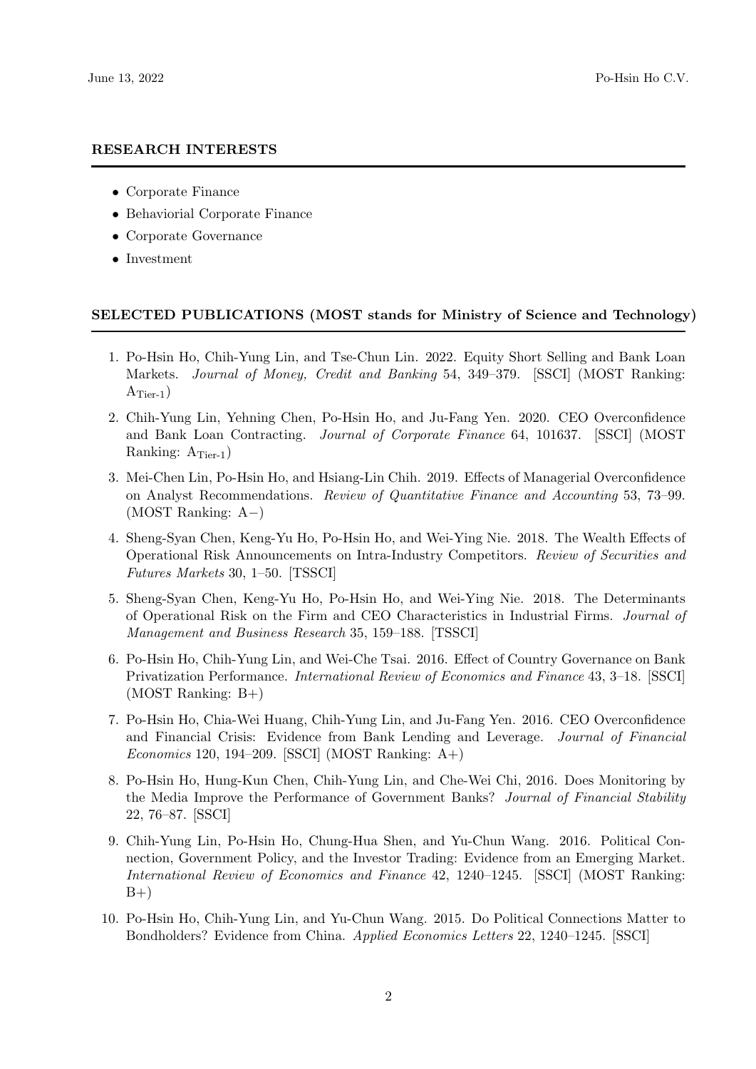## RESEARCH INTERESTS

- Corporate Finance
- Behaviorial Corporate Finance
- Corporate Governance
- Investment

## SELECTED PUBLICATIONS (MOST stands for Ministry of Science and Technology)

1. Po-Hsin Ho, Chih-Yung Lin, and Tse-Chun Lin. 2022. Equity Short Selling and Bank Loan Markets. *Journal of Money, Credit and Banking* 54, 349–379. [SSCI] (MOST Ranking: $A_{\text{Tier-1}}$)
2. Chih-Yung Lin, Yehning Chen, Po-Hsin Ho, and Ju-Fang Yen. 2020. CEO Overconfidence and Bank Loan Contracting. *Journal of Corporate Finance* 64, 101637. [SSCI] (MOST Ranking: $A_{\text{Tier-1}}$)
3. Mei-Chen Lin, Po-Hsin Ho, and Hsiang-Lin Chih. 2019. Effects of Managerial Overconfidence on Analyst Recommendations. *Review of Quantitative Finance and Accounting* 53, 73–99. (MOST Ranking: A−)
4. Sheng-Syan Chen, Keng-Yu Ho, Po-Hsin Ho, and Wei-Ying Nie. 2018. The Wealth Effects of Operational Risk Announcements on Intra-Industry Competitors. *Review of Securities and Futures Markets* 30, 1–50. [TSSCI]
5. Sheng-Syan Chen, Keng-Yu Ho, Po-Hsin Ho, and Wei-Ying Nie. 2018. The Determinants of Operational Risk on the Firm and CEO Characteristics in Industrial Firms. *Journal of Management and Business Research* 35, 159–188. [TSSCI]
6. Po-Hsin Ho, Chih-Yung Lin, and Wei-Che Tsai. 2016. Effect of Country Governance on Bank Privatization Performance. *International Review of Economics and Finance* 43, 3–18. [SSCI] (MOST Ranking: B+)
7. Po-Hsin Ho, Chia-Wei Huang, Chih-Yung Lin, and Ju-Fang Yen. 2016. CEO Overconfidence and Financial Crisis: Evidence from Bank Lending and Leverage. *Journal of Financial Economics* 120, 194–209. [SSCI] (MOST Ranking: A+)
8. Po-Hsin Ho, Hung-Kun Chen, Chih-Yung Lin, and Che-Wei Chi, 2016. Does Monitoring by the Media Improve the Performance of Government Banks? *Journal of Financial Stability* 22, 76–87. [SSCI]
9. Chih-Yung Lin, Po-Hsin Ho, Chung-Hua Shen, and Yu-Chun Wang. 2016. Political Connection, Government Policy, and the Investor Trading: Evidence from an Emerging Market. *International Review of Economics and Finance* 42, 1240–1245. [SSCI] (MOST Ranking: B+)
10. Po-Hsin Ho, Chih-Yung Lin, and Yu-Chun Wang. 2015. Do Political Connections Matter to Bondholders? Evidence from China. *Applied Economics Letters* 22, 1240–1245. [SSCI]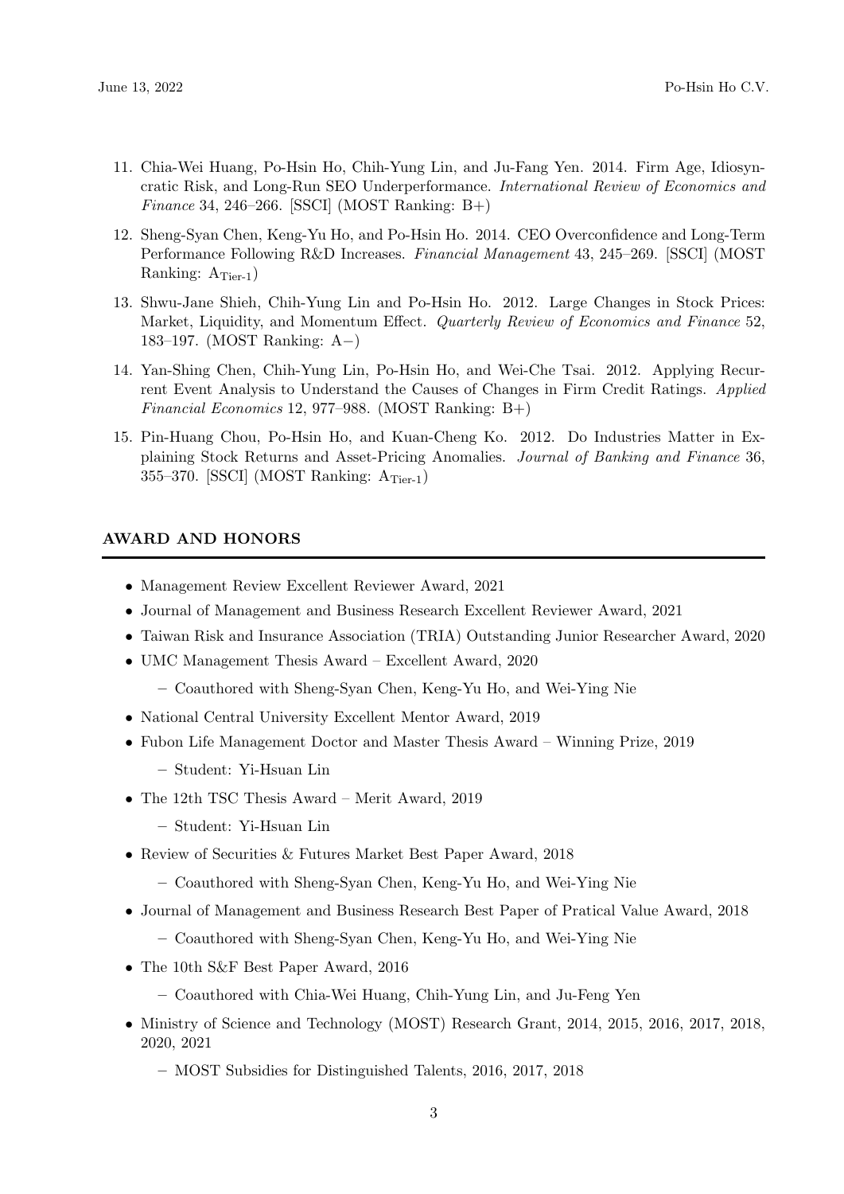11. Chia-Wei Huang, Po-Hsin Ho, Chih-Yung Lin, and Ju-Fang Yen. 2014. Firm Age, Idiosyncratic Risk, and Long-Run SEO Underperformance. *International Review of Economics and Finance* 34, 246–266. [SSCI] (MOST Ranking: B+)

12. Sheng-Syan Chen, Keng-Yu Ho, and Po-Hsin Ho. 2014. CEO Overconfidence and Long-Term Performance Following R&D Increases. *Financial Management* 43, 245–269. [SSCI] (MOST Ranking: $A_{\text{Tier-1}}$)

13. Shwu-Jane Shieh, Chih-Yung Lin and Po-Hsin Ho. 2012. Large Changes in Stock Prices: Market, Liquidity, and Momentum Effect. *Quarterly Review of Economics and Finance* 52, 183–197. (MOST Ranking: A−)

14. Yan-Shing Chen, Chih-Yung Lin, Po-Hsin Ho, and Wei-Che Tsai. 2012. Applying Recurrent Event Analysis to Understand the Causes of Changes in Firm Credit Ratings. *Applied Financial Economics* 12, 977–988. (MOST Ranking: B+)

15. Pin-Huang Chou, Po-Hsin Ho, and Kuan-Cheng Ko. 2012. Do Industries Matter in Explaining Stock Returns and Asset-Pricing Anomalies. *Journal of Banking and Finance* 36, 355–370. [SSCI] (MOST Ranking: $A_{\text{Tier-1}}$)

## AWARD AND HONORS

- Management Review Excellent Reviewer Award, 2021
- Journal of Management and Business Research Excellent Reviewer Award, 2021
- Taiwan Risk and Insurance Association (TRIA) Outstanding Junior Researcher Award, 2020
- UMC Management Thesis Award – Excellent Award, 2020
  - Coauthored with Sheng-Syan Chen, Keng-Yu Ho, and Wei-Ying Nie
- National Central University Excellent Mentor Award, 2019
- Fubon Life Management Doctor and Master Thesis Award – Winning Prize, 2019
  - Student: Yi-Hsuan Lin
- The 12th TSC Thesis Award – Merit Award, 2019
  - Student: Yi-Hsuan Lin
- Review of Securities & Futures Market Best Paper Award, 2018
  - Coauthored with Sheng-Syan Chen, Keng-Yu Ho, and Wei-Ying Nie
- Journal of Management and Business Research Best Paper of Pratical Value Award, 2018
  - Coauthored with Sheng-Syan Chen, Keng-Yu Ho, and Wei-Ying Nie
- The 10th S&F Best Paper Award, 2016
  - Coauthored with Chia-Wei Huang, Chih-Yung Lin, and Ju-Feng Yen
- Ministry of Science and Technology (MOST) Research Grant, 2014, 2015, 2016, 2017, 2018, 2020, 2021
  - MOST Subsidies for Distinguished Talents, 2016, 2017, 2018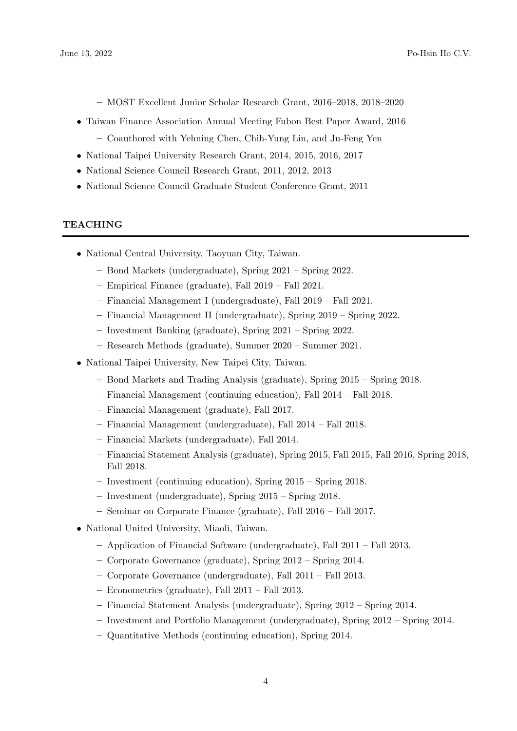- MOST Excellent Junior Scholar Research Grant, 2016–2018, 2018–2020
- Taiwan Finance Association Annual Meeting Fubon Best Paper Award, 2016
  - Coauthored with Yehning Chen, Chih-Yung Lin, and Ju-Feng Yen
- National Taipei University Research Grant, 2014, 2015, 2016, 2017
- National Science Council Research Grant, 2011, 2012, 2013
- National Science Council Graduate Student Conference Grant, 2011

## TEACHING

- National Central University, Taoyuan City, Taiwan.
  - Bond Markets (undergraduate), Spring 2021 – Spring 2022.
  - Empirical Finance (graduate), Fall 2019 – Fall 2021.
  - Financial Management I (undergraduate), Fall 2019 – Fall 2021.
  - Financial Management II (undergraduate), Spring 2019 – Spring 2022.
  - Investment Banking (graduate), Spring 2021 – Spring 2022.
  - Research Methods (graduate), Summer 2020 – Summer 2021.
- National Taipei University, New Taipei City, Taiwan.
  - Bond Markets and Trading Analysis (graduate), Spring 2015 – Spring 2018.
  - Financial Management (continuing education), Fall 2014 – Fall 2018.
  - Financial Management (graduate), Fall 2017.
  - Financial Management (undergraduate), Fall 2014 – Fall 2018.
  - Financial Markets (undergraduate), Fall 2014.
  - Financial Statement Analysis (graduate), Spring 2015, Fall 2015, Fall 2016, Spring 2018, Fall 2018.
  - Investment (continuing education), Spring 2015 – Spring 2018.
  - Investment (undergraduate), Spring 2015 – Spring 2018.
  - Seminar on Corporate Finance (graduate), Fall 2016 – Fall 2017.
- National United University, Miaoli, Taiwan.
  - Application of Financial Software (undergraduate), Fall 2011 – Fall 2013.
  - Corporate Governance (graduate), Spring 2012 – Spring 2014.
  - Corporate Governance (undergraduate), Fall 2011 – Fall 2013.
  - Econometrics (graduate), Fall 2011 – Fall 2013.
  - Financial Statement Analysis (undergraduate), Spring 2012 – Spring 2014.
  - Investment and Portfolio Management (undergraduate), Spring 2012 – Spring 2014.
  - Quantitative Methods (continuing education), Spring 2014.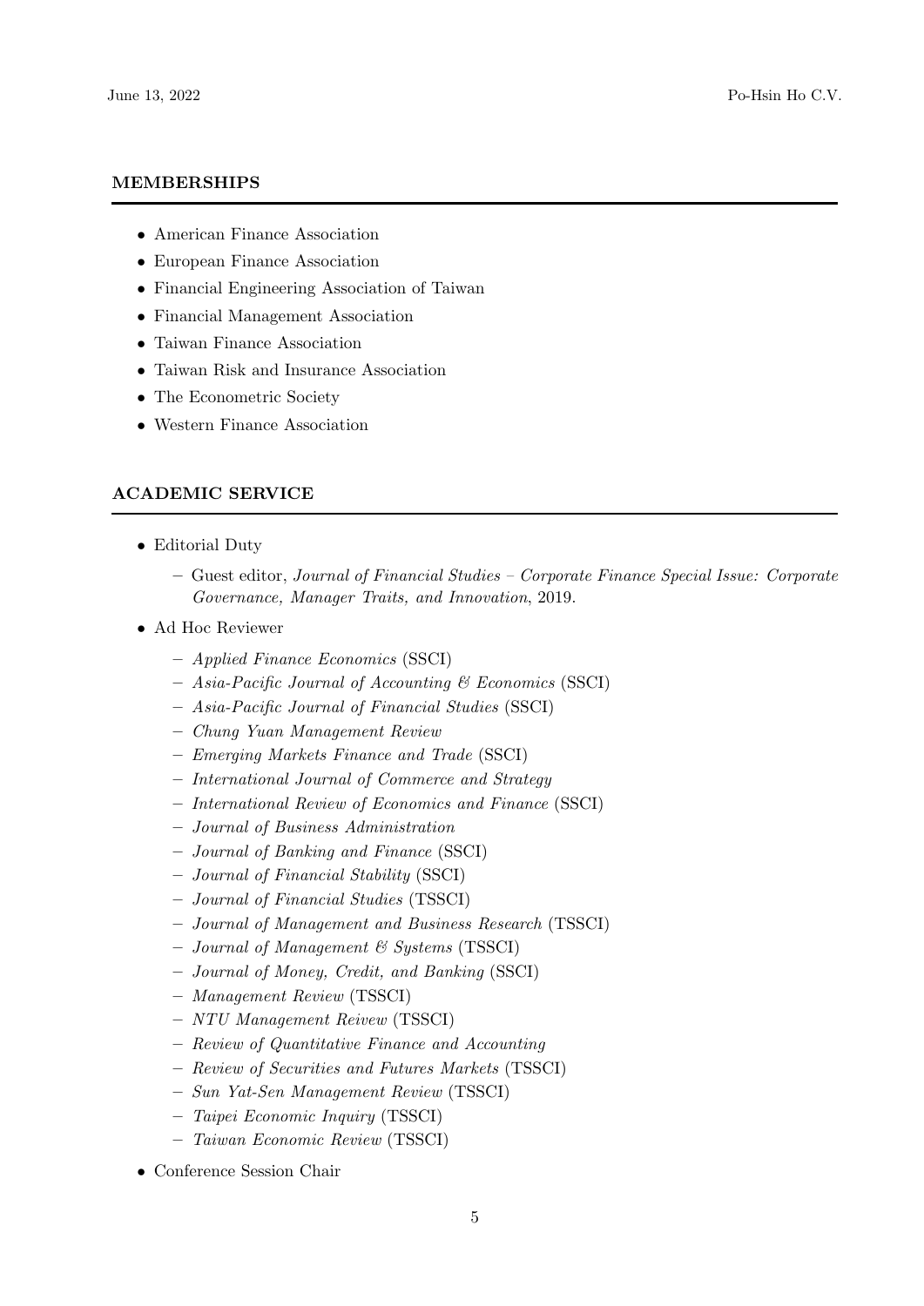## MEMBERSHIPS

- American Finance Association
- European Finance Association
- Financial Engineering Association of Taiwan
- Financial Management Association
- Taiwan Finance Association
- Taiwan Risk and Insurance Association
- The Econometric Society
- Western Finance Association

## ACADEMIC SERVICE

- Editorial Duty
  - Guest editor, *Journal of Financial Studies – Corporate Finance Special Issue: Corporate Governance, Manager Traits, and Innovation*, 2019.
- Ad Hoc Reviewer
  - *Applied Finance Economics* (SSCI)
  - *Asia-Pacific Journal of Accounting & Economics* (SSCI)
  - *Asia-Pacific Journal of Financial Studies* (SSCI)
  - *Chung Yuan Management Review*
  - *Emerging Markets Finance and Trade* (SSCI)
  - *International Journal of Commerce and Strategy*
  - *International Review of Economics and Finance* (SSCI)
  - *Journal of Business Administration*
  - *Journal of Banking and Finance* (SSCI)
  - *Journal of Financial Stability* (SSCI)
  - *Journal of Financial Studies* (TSSCI)
  - *Journal of Management and Business Research* (TSSCI)
  - *Journal of Management & Systems* (TSSCI)
  - *Journal of Money, Credit, and Banking* (SSCI)
  - *Management Review* (TSSCI)
  - *NTU Management Reivew* (TSSCI)
  - *Review of Quantitative Finance and Accounting*
  - *Review of Securities and Futures Markets* (TSSCI)
  - *Sun Yat-Sen Management Review* (TSSCI)
  - *Taipei Economic Inquiry* (TSSCI)
  - *Taiwan Economic Review* (TSSCI)
- Conference Session Chair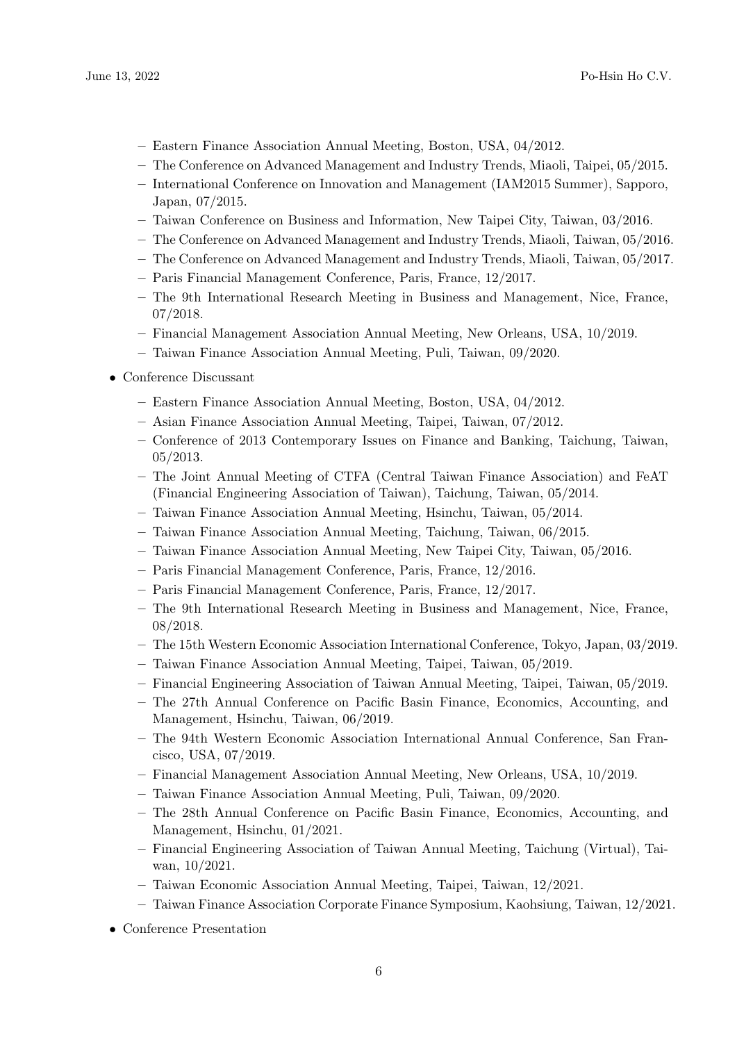- Eastern Finance Association Annual Meeting, Boston, USA, 04/2012.
  - The Conference on Advanced Management and Industry Trends, Miaoli, Taipei, 05/2015.
  - International Conference on Innovation and Management (IAM2015 Summer), Sapporo, Japan, 07/2015.
  - Taiwan Conference on Business and Information, New Taipei City, Taiwan, 03/2016.
  - The Conference on Advanced Management and Industry Trends, Miaoli, Taiwan, 05/2016.
  - The Conference on Advanced Management and Industry Trends, Miaoli, Taiwan, 05/2017.
  - Paris Financial Management Conference, Paris, France, 12/2017.
  - The 9th International Research Meeting in Business and Management, Nice, France, 07/2018.
  - Financial Management Association Annual Meeting, New Orleans, USA, 10/2019.
  - Taiwan Finance Association Annual Meeting, Puli, Taiwan, 09/2020.

- Conference Discussant
  - Eastern Finance Association Annual Meeting, Boston, USA, 04/2012.
  - Asian Finance Association Annual Meeting, Taipei, Taiwan, 07/2012.
  - Conference of 2013 Contemporary Issues on Finance and Banking, Taichung, Taiwan, 05/2013.
  - The Joint Annual Meeting of CTFA (Central Taiwan Finance Association) and FeAT (Financial Engineering Association of Taiwan), Taichung, Taiwan, 05/2014.
  - Taiwan Finance Association Annual Meeting, Hsinchu, Taiwan, 05/2014.
  - Taiwan Finance Association Annual Meeting, Taichung, Taiwan, 06/2015.
  - Taiwan Finance Association Annual Meeting, New Taipei City, Taiwan, 05/2016.
  - Paris Financial Management Conference, Paris, France, 12/2016.
  - Paris Financial Management Conference, Paris, France, 12/2017.
  - The 9th International Research Meeting in Business and Management, Nice, France, 08/2018.
  - The 15th Western Economic Association International Conference, Tokyo, Japan, 03/2019.
  - Taiwan Finance Association Annual Meeting, Taipei, Taiwan, 05/2019.
  - Financial Engineering Association of Taiwan Annual Meeting, Taipei, Taiwan, 05/2019.
  - The 27th Annual Conference on Pacific Basin Finance, Economics, Accounting, and Management, Hsinchu, Taiwan, 06/2019.
  - The 94th Western Economic Association International Annual Conference, San Francisco, USA, 07/2019.
  - Financial Management Association Annual Meeting, New Orleans, USA, 10/2019.
  - Taiwan Finance Association Annual Meeting, Puli, Taiwan, 09/2020.
  - The 28th Annual Conference on Pacific Basin Finance, Economics, Accounting, and Management, Hsinchu, 01/2021.
  - Financial Engineering Association of Taiwan Annual Meeting, Taichung (Virtual), Taiwan, 10/2021.
  - Taiwan Economic Association Annual Meeting, Taipei, Taiwan, 12/2021.
  - Taiwan Finance Association Corporate Finance Symposium, Kaohsiung, Taiwan, 12/2021.

- Conference Presentation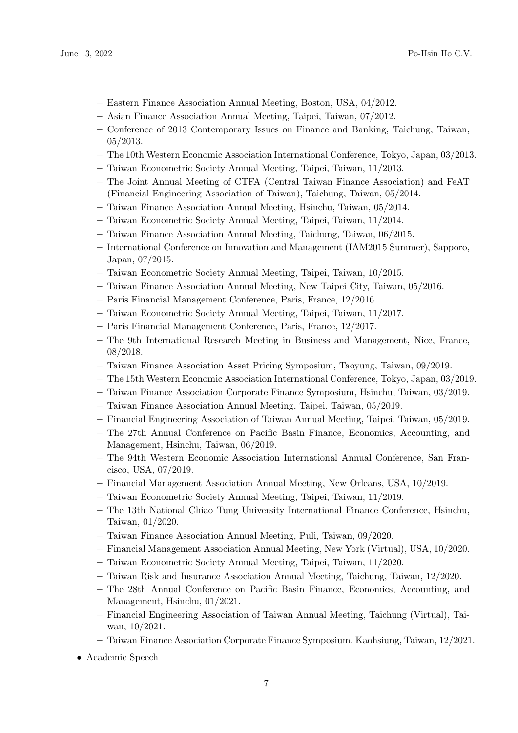- Eastern Finance Association Annual Meeting, Boston, USA, 04/2012.
  - Asian Finance Association Annual Meeting, Taipei, Taiwan, 07/2012.
  - Conference of 2013 Contemporary Issues on Finance and Banking, Taichung, Taiwan, 05/2013.
  - The 10th Western Economic Association International Conference, Tokyo, Japan, 03/2013.
  - Taiwan Econometric Society Annual Meeting, Taipei, Taiwan, 11/2013.
  - The Joint Annual Meeting of CTFA (Central Taiwan Finance Association) and FeAT (Financial Engineering Association of Taiwan), Taichung, Taiwan, 05/2014.
  - Taiwan Finance Association Annual Meeting, Hsinchu, Taiwan, 05/2014.
  - Taiwan Econometric Society Annual Meeting, Taipei, Taiwan, 11/2014.
  - Taiwan Finance Association Annual Meeting, Taichung, Taiwan, 06/2015.
  - International Conference on Innovation and Management (IAM2015 Summer), Sapporo, Japan, 07/2015.
  - Taiwan Econometric Society Annual Meeting, Taipei, Taiwan, 10/2015.
  - Taiwan Finance Association Annual Meeting, New Taipei City, Taiwan, 05/2016.
  - Paris Financial Management Conference, Paris, France, 12/2016.
  - Taiwan Econometric Society Annual Meeting, Taipei, Taiwan, 11/2017.
  - Paris Financial Management Conference, Paris, France, 12/2017.
  - The 9th International Research Meeting in Business and Management, Nice, France, 08/2018.
  - Taiwan Finance Association Asset Pricing Symposium, Taoyung, Taiwan, 09/2019.
  - The 15th Western Economic Association International Conference, Tokyo, Japan, 03/2019.
  - Taiwan Finance Association Corporate Finance Symposium, Hsinchu, Taiwan, 03/2019.
  - Taiwan Finance Association Annual Meeting, Taipei, Taiwan, 05/2019.
  - Financial Engineering Association of Taiwan Annual Meeting, Taipei, Taiwan, 05/2019.
  - The 27th Annual Conference on Pacific Basin Finance, Economics, Accounting, and Management, Hsinchu, Taiwan, 06/2019.
  - The 94th Western Economic Association International Annual Conference, San Francisco, USA, 07/2019.
  - Financial Management Association Annual Meeting, New Orleans, USA, 10/2019.
  - Taiwan Econometric Society Annual Meeting, Taipei, Taiwan, 11/2019.
  - The 13th National Chiao Tung University International Finance Conference, Hsinchu, Taiwan, 01/2020.
  - Taiwan Finance Association Annual Meeting, Puli, Taiwan, 09/2020.
  - Financial Management Association Annual Meeting, New York (Virtual), USA, 10/2020.
  - Taiwan Econometric Society Annual Meeting, Taipei, Taiwan, 11/2020.
  - Taiwan Risk and Insurance Association Annual Meeting, Taichung, Taiwan, 12/2020.
  - The 28th Annual Conference on Pacific Basin Finance, Economics, Accounting, and Management, Hsinchu, 01/2021.
  - Financial Engineering Association of Taiwan Annual Meeting, Taichung (Virtual), Taiwan, 10/2021.
  - Taiwan Finance Association Corporate Finance Symposium, Kaohsiung, Taiwan, 12/2021.

- Academic Speech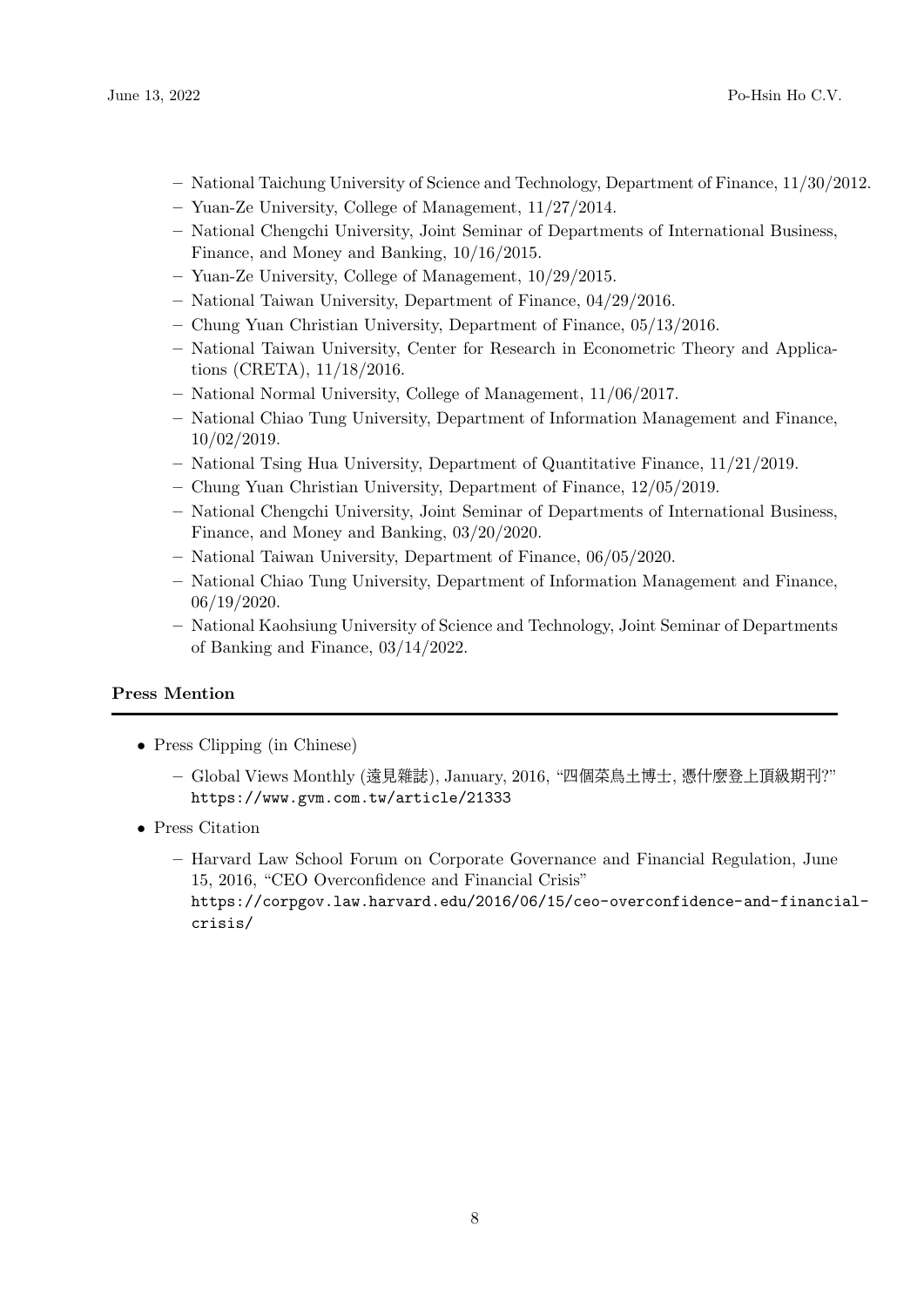- National Taichung University of Science and Technology, Department of Finance, 11/30/2012.
- Yuan-Ze University, College of Management, 11/27/2014.
- National Chengchi University, Joint Seminar of Departments of International Business, Finance, and Money and Banking, 10/16/2015.
- Yuan-Ze University, College of Management, 10/29/2015.
- National Taiwan University, Department of Finance, 04/29/2016.
- Chung Yuan Christian University, Department of Finance, 05/13/2016.
- National Taiwan University, Center for Research in Econometric Theory and Applications (CRETA), 11/18/2016.
- National Normal University, College of Management, 11/06/2017.
- National Chiao Tung University, Department of Information Management and Finance, 10/02/2019.
- National Tsing Hua University, Department of Quantitative Finance, 11/21/2019.
- Chung Yuan Christian University, Department of Finance, 12/05/2019.
- National Chengchi University, Joint Seminar of Departments of International Business, Finance, and Money and Banking, 03/20/2020.
- National Taiwan University, Department of Finance, 06/05/2020.
- National Chiao Tung University, Department of Information Management and Finance, 06/19/2020.
- National Kaohsiung University of Science and Technology, Joint Seminar of Departments of Banking and Finance, 03/14/2022.

## Press Mention

- Press Clipping (in Chinese)
  - Global Views Monthly (遠見雜誌), January, 2016, "四個菜鳥土博士, 憑什麼登上頂級期刊?" https://www.gvm.com.tw/article/21333
- Press Citation
  - Harvard Law School Forum on Corporate Governance and Financial Regulation, June 15, 2016, "CEO Overconfidence and Financial Crisis" https://corpgov.law.harvard.edu/2016/06/15/ceo-overconfidence-and-financial-crisis/